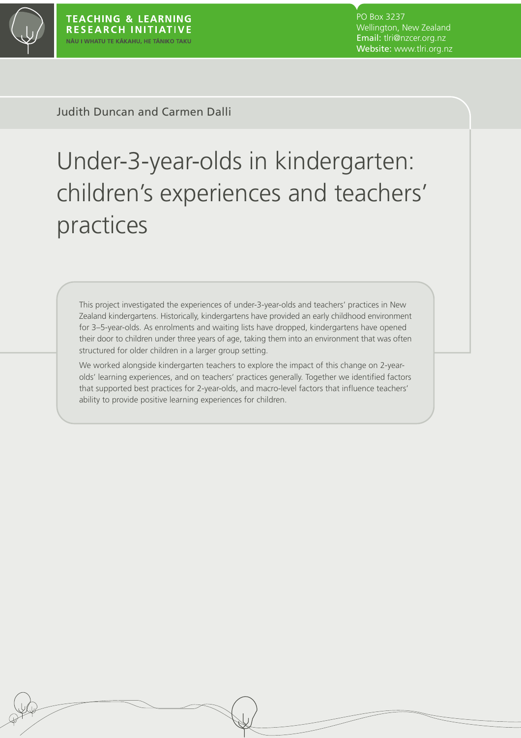TEACHING & LEARNING RESEARCH INITIATIVE
NĀU I WHATU TE KĀKAHU, HE TĀNIKO TAKU

PO Box 3237
Wellington, New Zealand
Email: tlri@nzcer.org.nz
Website: www.tlri.org.nz

Judith Duncan and Carmen Dalli

# Under-3-year-olds in kindergarten: children's experiences and teachers' practices

This project investigated the experiences of under-3-year-olds and teachers' practices in New Zealand kindergartens. Historically, kindergartens have provided an early childhood environment for 3–5-year-olds. As enrolments and waiting lists have dropped, kindergartens have opened their door to children under three years of age, taking them into an environment that was often structured for older children in a larger group setting.

We worked alongside kindergarten teachers to explore the impact of this change on 2-year-olds' learning experiences, and on teachers' practices generally. Together we identified factors that supported best practices for 2-year-olds, and macro-level factors that influence teachers' ability to provide positive learning experiences for children.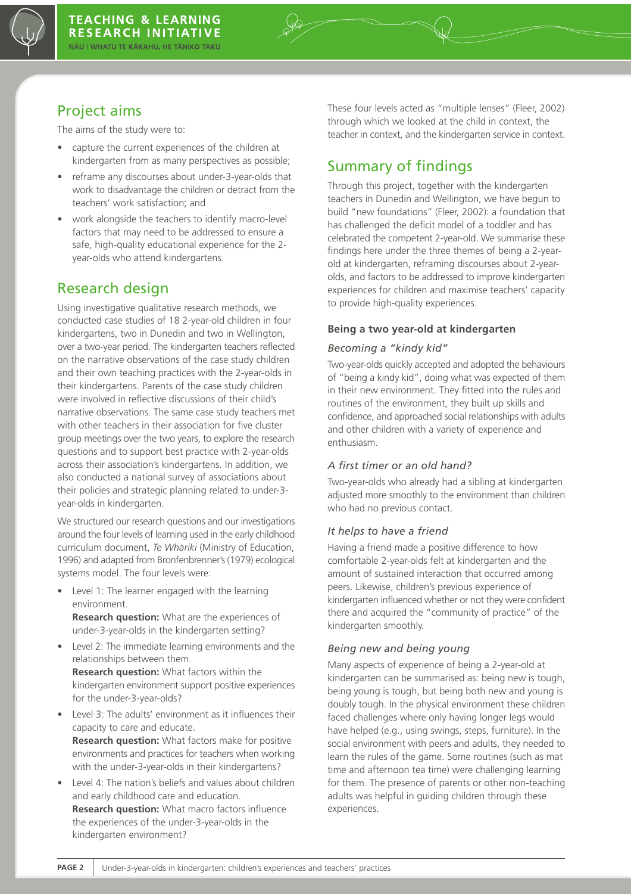## Project aims

The aims of the study were to:

- capture the current experiences of the children at kindergarten from as many perspectives as possible;
- reframe any discourses about under-3-year-olds that work to disadvantage the children or detract from the teachers' work satisfaction; and
- work alongside the teachers to identify macro-level factors that may need to be addressed to ensure a safe, high-quality educational experience for the 2-year-olds who attend kindergartens.

## Research design

Using investigative qualitative research methods, we conducted case studies of 18 2-year-old children in four kindergartens, two in Dunedin and two in Wellington, over a two-year period. The kindergarten teachers reflected on the narrative observations of the case study children and their own teaching practices with the 2-year-olds in their kindergartens. Parents of the case study children were involved in reflective discussions of their child's narrative observations. The same case study teachers met with other teachers in their association for five cluster group meetings over the two years, to explore the research questions and to support best practice with 2-year-olds across their association's kindergartens. In addition, we also conducted a national survey of associations about their policies and strategic planning related to under-3-year-olds in kindergarten.

We structured our research questions and our investigations around the four levels of learning used in the early childhood curriculum document, *Te Whāriki* (Ministry of Education, 1996) and adapted from Bronfenbrenner's (1979) ecological systems model. The four levels were:

- Level 1: The learner engaged with the learning environment.
  **Research question:** What are the experiences of under-3-year-olds in the kindergarten setting?
- Level 2: The immediate learning environments and the relationships between them.
  **Research question:** What factors within the kindergarten environment support positive experiences for the under-3-year-olds?
- Level 3: The adults' environment as it influences their capacity to care and educate.
  **Research question:** What factors make for positive environments and practices for teachers when working with the under-3-year-olds in their kindergartens?
- Level 4: The nation's beliefs and values about children and early childhood care and education.
  **Research question:** What macro factors influence the experiences of the under-3-year-olds in the kindergarten environment?

These four levels acted as "multiple lenses" (Fleer, 2002) through which we looked at the child in context, the teacher in context, and the kindergarten service in context.

## Summary of findings

Through this project, together with the kindergarten teachers in Dunedin and Wellington, we have begun to build "new foundations" (Fleer, 2002): a foundation that has challenged the deficit model of a toddler and has celebrated the competent 2-year-old. We summarise these findings here under the three themes of being a 2-year-old at kindergarten, reframing discourses about 2-year-olds, and factors to be addressed to improve kindergarten experiences for children and maximise teachers' capacity to provide high-quality experiences.

### Being a two year-old at kindergarten

#### *Becoming a "kindy kid"*

Two-year-olds quickly accepted and adopted the behaviours of "being a kindy kid", doing what was expected of them in their new environment. They fitted into the rules and routines of the environment, they built up skills and confidence, and approached social relationships with adults and other children with a variety of experience and enthusiasm.

#### *A first timer or an old hand?*

Two-year-olds who already had a sibling at kindergarten adjusted more smoothly to the environment than children who had no previous contact.

#### *It helps to have a friend*

Having a friend made a positive difference to how comfortable 2-year-olds felt at kindergarten and the amount of sustained interaction that occurred among peers. Likewise, children's previous experience of kindergarten influenced whether or not they were confident there and acquired the "community of practice" of the kindergarten smoothly.

#### *Being new and being young*

Many aspects of experience of being a 2-year-old at kindergarten can be summarised as: being new is tough, being young is tough, but being both new and young is doubly tough. In the physical environment these children faced challenges where only having longer legs would have helped (e.g., using swings, steps, furniture). In the social environment with peers and adults, they needed to learn the rules of the game. Some routines (such as mat time and afternoon tea time) were challenging learning for them. The presence of parents or other non-teaching adults was helpful in guiding children through these experiences.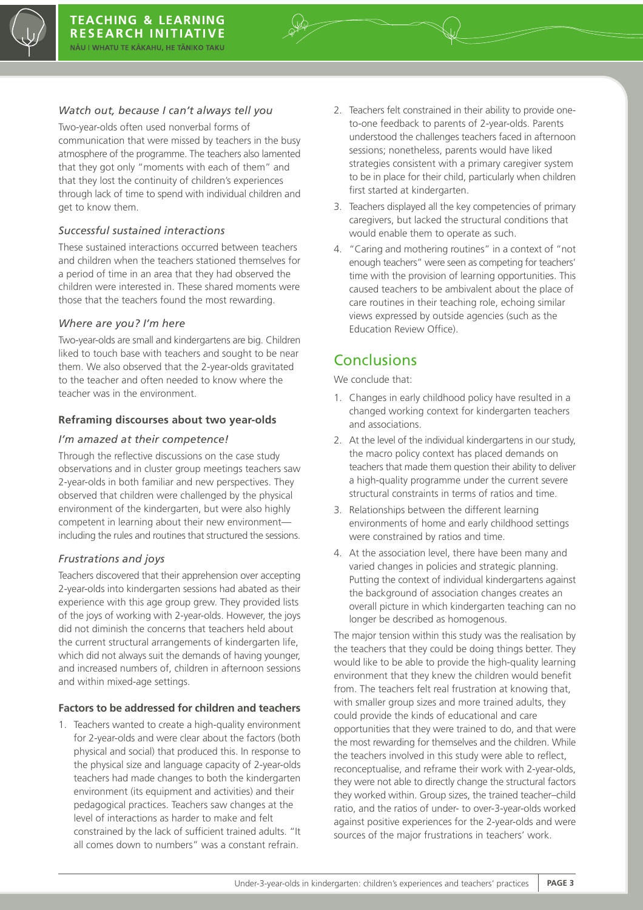### *Watch out, because I can't always tell you*

Two-year-olds often used nonverbal forms of communication that were missed by teachers in the busy atmosphere of the programme. The teachers also lamented that they got only "moments with each of them" and that they lost the continuity of children's experiences through lack of time to spend with individual children and get to know them.

### *Successful sustained interactions*

These sustained interactions occurred between teachers and children when the teachers stationed themselves for a period of time in an area that they had observed the children were interested in. These shared moments were those that the teachers found the most rewarding.

### *Where are you? I'm here*

Two-year-olds are small and kindergartens are big. Children liked to touch base with teachers and sought to be near them. We also observed that the 2-year-olds gravitated to the teacher and often needed to know where the teacher was in the environment.

### **Reframing discourses about two year-olds**

### *I'm amazed at their competence!*

Through the reflective discussions on the case study observations and in cluster group meetings teachers saw 2-year-olds in both familiar and new perspectives. They observed that children were challenged by the physical environment of the kindergarten, but were also highly competent in learning about their new environment—including the rules and routines that structured the sessions.

### *Frustrations and joys*

Teachers discovered that their apprehension over accepting 2-year-olds into kindergarten sessions had abated as their experience with this age group grew. They provided lists of the joys of working with 2-year-olds. However, the joys did not diminish the concerns that teachers held about the current structural arrangements of kindergarten life, which did not always suit the demands of having younger, and increased numbers of, children in afternoon sessions and within mixed-age settings.

### **Factors to be addressed for children and teachers**

1. Teachers wanted to create a high-quality environment for 2-year-olds and were clear about the factors (both physical and social) that produced this. In response to the physical size and language capacity of 2-year-olds teachers had made changes to both the kindergarten environment (its equipment and activities) and their pedagogical practices. Teachers saw changes at the level of interactions as harder to make and felt constrained by the lack of sufficient trained adults. "It all comes down to numbers" was a constant refrain.
2. Teachers felt constrained in their ability to provide one-to-one feedback to parents of 2-year-olds. Parents understood the challenges teachers faced in afternoon sessions; nonetheless, parents would have liked strategies consistent with a primary caregiver system to be in place for their child, particularly when children first started at kindergarten.
3. Teachers displayed all the key competencies of primary caregivers, but lacked the structural conditions that would enable them to operate as such.
4. "Caring and mothering routines" in a context of "not enough teachers" were seen as competing for teachers' time with the provision of learning opportunities. This caused teachers to be ambivalent about the place of care routines in their teaching role, echoing similar views expressed by outside agencies (such as the Education Review Office).

## Conclusions

We conclude that:

1. Changes in early childhood policy have resulted in a changed working context for kindergarten teachers and associations.
2. At the level of the individual kindergartens in our study, the macro policy context has placed demands on teachers that made them question their ability to deliver a high-quality programme under the current severe structural constraints in terms of ratios and time.
3. Relationships between the different learning environments of home and early childhood settings were constrained by ratios and time.
4. At the association level, there have been many and varied changes in policies and strategic planning. Putting the context of individual kindergartens against the background of association changes creates an overall picture in which kindergarten teaching can no longer be described as homogenous.

The major tension within this study was the realisation by the teachers that they could be doing things better. They would like to be able to provide the high-quality learning environment that they knew the children would benefit from. The teachers felt real frustration at knowing that, with smaller group sizes and more trained adults, they could provide the kinds of educational and care opportunities that they were trained to do, and that were the most rewarding for themselves and the children. While the teachers involved in this study were able to reflect, reconceptualise, and reframe their work with 2-year-olds, they were not able to directly change the structural factors they worked within. Group sizes, the trained teacher–child ratio, and the ratios of under- to over-3-year-olds worked against positive experiences for the 2-year-olds and were sources of the major frustrations in teachers' work.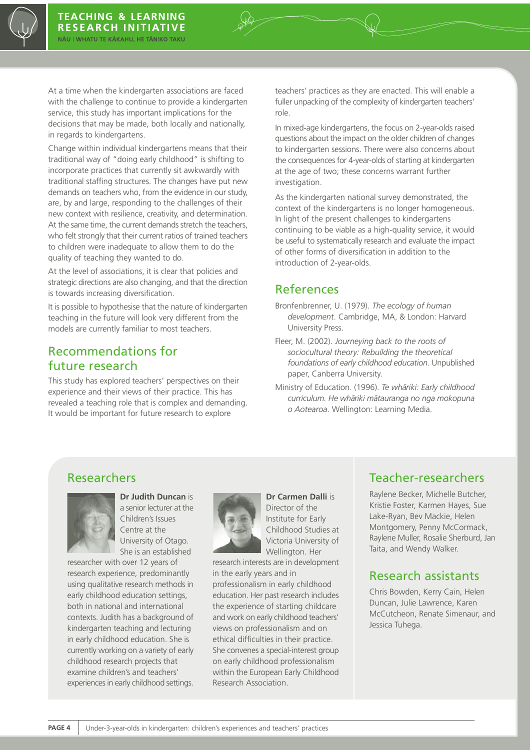At a time when the kindergarten associations are faced with the challenge to continue to provide a kindergarten service, this study has important implications for the decisions that may be made, both locally and nationally, in regards to kindergartens.

Change within individual kindergartens means that their traditional way of "doing early childhood" is shifting to incorporate practices that currently sit awkwardly with traditional staffing structures. The changes have put new demands on teachers who, from the evidence in our study, are, by and large, responding to the challenges of their new context with resilience, creativity, and determination. At the same time, the current demands stretch the teachers, who felt strongly that their current ratios of trained teachers to children were inadequate to allow them to do the quality of teaching they wanted to do.

At the level of associations, it is clear that policies and strategic directions are also changing, and that the direction is towards increasing diversification.

It is possible to hypothesise that the nature of kindergarten teaching in the future will look very different from the models are currently familiar to most teachers.

## Recommendations for future research

This study has explored teachers' perspectives on their experience and their views of their practice. This has revealed a teaching role that is complex and demanding. It would be important for future research to explore teachers' practices as they are enacted. This will enable a fuller unpacking of the complexity of kindergarten teachers' role.

In mixed-age kindergartens, the focus on 2-year-olds raised questions about the impact on the older children of changes to kindergarten sessions. There were also concerns about the consequences for 4-year-olds of starting at kindergarten at the age of two; these concerns warrant further investigation.

As the kindergarten national survey demonstrated, the context of the kindergartens is no longer homogeneous. In light of the present challenges to kindergartens continuing to be viable as a high-quality service, it would be useful to systematically research and evaluate the impact of other forms of diversification in addition to the introduction of 2-year-olds.

## References

Bronfenbrenner, U. (1979). *The ecology of human development*. Cambridge, MA, & London: Harvard University Press.

Fleer, M. (2002). *Journeying back to the roots of sociocultural theory: Rebuilding the theoretical foundations of early childhood education*. Unpublished paper, Canberra University.

Ministry of Education. (1996). *Te whāriki: Early childhood curriculum. He whāriki mātauranga no nga mokopuna o Aotearoa*. Wellington: Learning Media.

## Researchers

**Dr Judith Duncan** is a senior lecturer at the Children's Issues Centre at the University of Otago. She is an established researcher with over 12 years of research experience, predominantly using qualitative research methods in early childhood education settings, both in national and international contexts. Judith has a background of kindergarten teaching and lecturing in early childhood education. She is currently working on a variety of early childhood research projects that examine children's and teachers' experiences in early childhood settings.

**Dr Carmen Dalli** is Director of the Institute for Early Childhood Studies at Victoria University of Wellington. Her research interests are in development in the early years and in professionalism in early childhood education. Her past research includes the experience of starting childcare and work on early childhood teachers' views on professionalism and on ethical difficulties in their practice. She convenes a special-interest group on early childhood professionalism within the European Early Childhood Research Association.

## Teacher-researchers

Raylene Becker, Michelle Butcher, Kristie Foster, Karmen Hayes, Sue Lake-Ryan, Bev Mackie, Helen Montgomery, Penny McCormack, Raylene Muller, Rosalie Sherburd, Jan Taita, and Wendy Walker.

## Research assistants

Chris Bowden, Kerry Cain, Helen Duncan, Julie Lawrence, Karen McCutcheon, Renate Simenaur, and Jessica Tuhega.